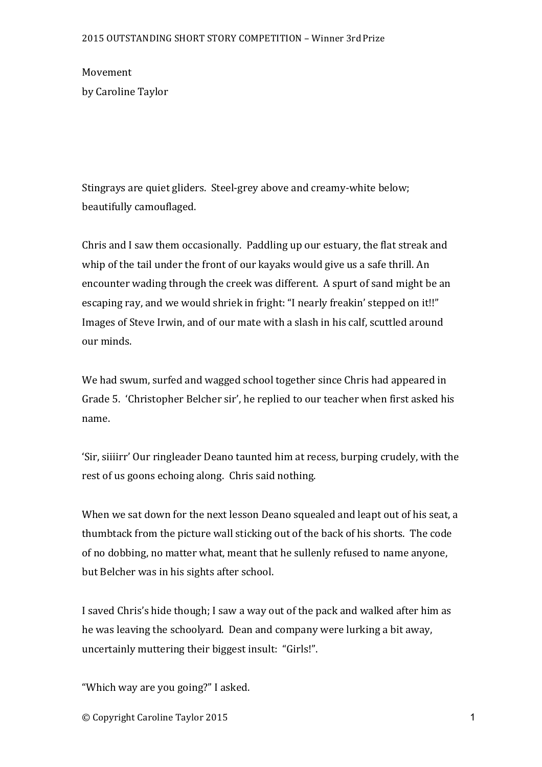2015 OUTSTANDING SHORT STORY COMPETITION – Winner 3rd Prize

# Movement

by Caroline Taylor

Stingrays are quiet gliders. Steel-grey above and creamy-white below; beautifully camouflaged.

Chris and I saw them occasionally. Paddling up our estuary, the flat streak and whip of the tail under the front of our kayaks would give us a safe thrill. An encounter wading through the creek was different. A spurt of sand might be an escaping ray, and we would shriek in fright: "I nearly freakin' stepped on it!!" Images of Steve Irwin, and of our mate with a slash in his calf, scuttled around our minds.

We had swum, surfed and wagged school together since Chris had appeared in Grade 5. 'Christopher Belcher sir', he replied to our teacher when first asked his name.

'Sir, siiiirr' Our ringleader Deano taunted him at recess, burping crudely, with the rest of us goons echoing along. Chris said nothing.

When we sat down for the next lesson Deano squealed and leapt out of his seat, a thumbtack from the picture wall sticking out of the back of his shorts. The code of no dobbing, no matter what, meant that he sullenly refused to name anyone, but Belcher was in his sights after school.

I saved Chris's hide though; I saw a way out of the pack and walked after him as he was leaving the schoolyard. Dean and company were lurking a bit away, uncertainly muttering their biggest insult: "Girls!".

"Which way are you going?" I asked.

© Copyright Caroline Taylor 2015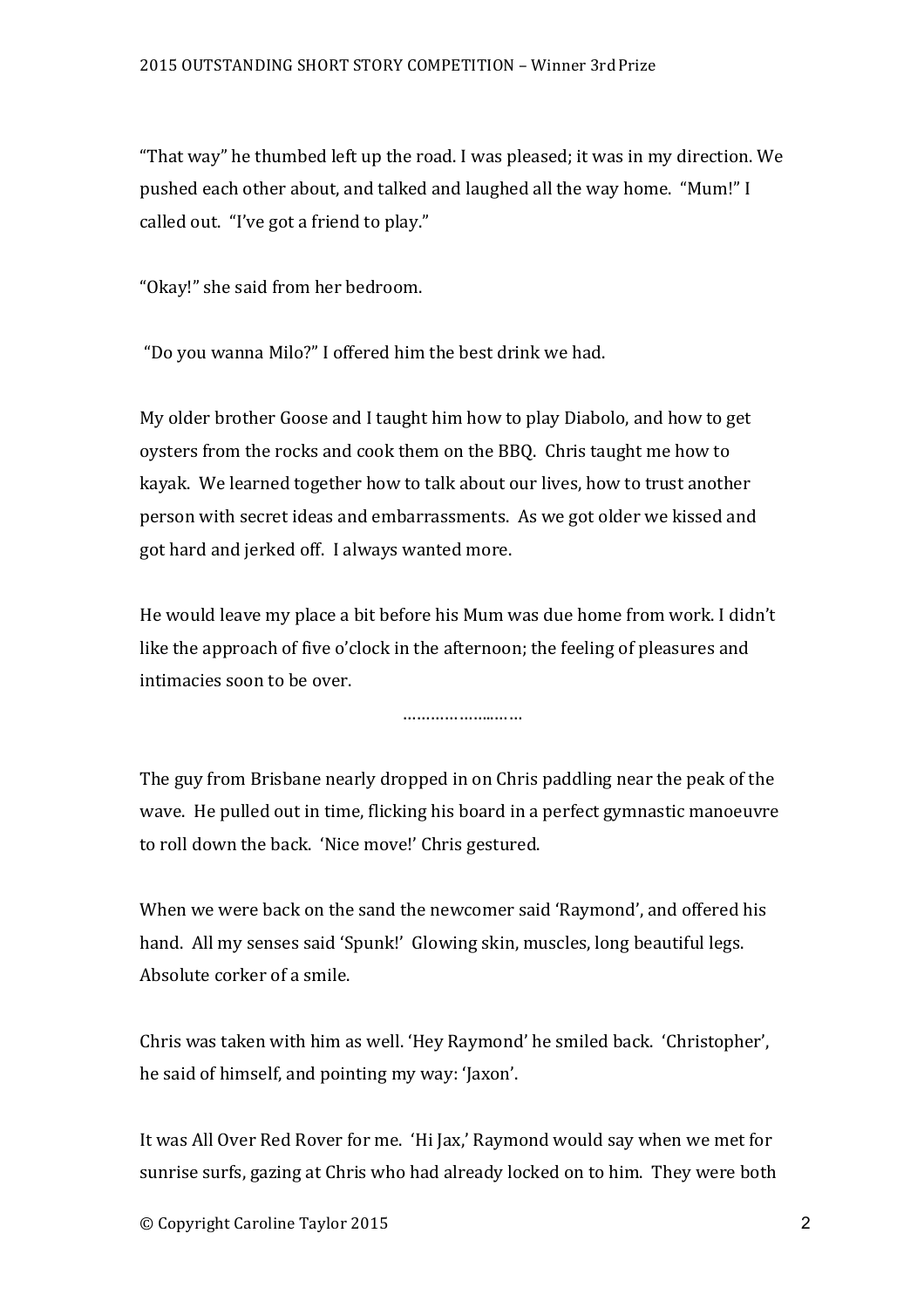“That way” he thumbed left up the road. I was pleased; it was in my direction. We pushed each other about, and talked and laughed all the way home. “Mum!” I called out. “I’ve got a friend to play.”

“Okay!” she said from her bedroom.

“Do you wanna Milo?” I offered him the best drink we had.

My older brother Goose and I taught him how to play Diabolo, and how to get oysters from the rocks and cook them on the BBQ. Chris taught me how to kayak. We learned together how to talk about our lives, how to trust another person with secret ideas and embarrassments. As we got older we kissed and got hard and jerked off. I always wanted more.

He would leave my place a bit before his Mum was due home from work. I didn’t like the approach of five o’clock in the afternoon; the feeling of pleasures and intimacies soon to be over.

……………..……

The guy from Brisbane nearly dropped in on Chris paddling near the peak of the wave. He pulled out in time, flicking his board in a perfect gymnastic manoeuvre to roll down the back. ‘Nice move!’ Chris gestured.

When we were back on the sand the newcomer said ‘Raymond’, and offered his hand. All my senses said ‘Spunk!’ Glowing skin, muscles, long beautiful legs. Absolute corker of a smile.

Chris was taken with him as well. ‘Hey Raymond’ he smiled back. ‘Christopher’, he said of himself, and pointing my way: ‘Jaxon’.

It was All Over Red Rover for me. ‘Hi Jax,’ Raymond would say when we met for sunrise surfs, gazing at Chris who had already locked on to him. They were both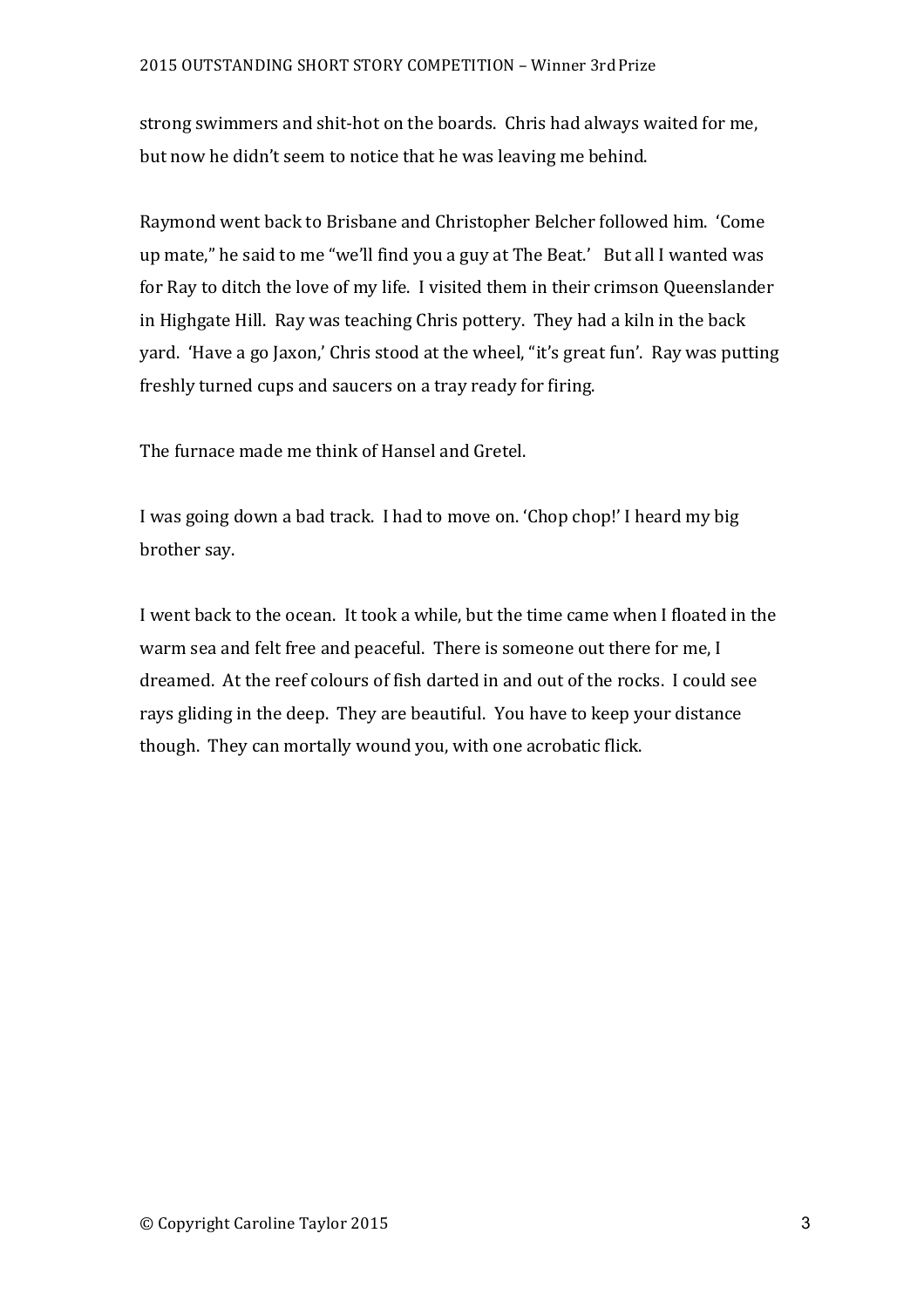strong swimmers and shit-hot on the boards. Chris had always waited for me, but now he didn't seem to notice that he was leaving me behind.

Raymond went back to Brisbane and Christopher Belcher followed him. 'Come up mate," he said to me "we'll find you a guy at The Beat.' But all I wanted was for Ray to ditch the love of my life. I visited them in their crimson Queenslander in Highgate Hill. Ray was teaching Chris pottery. They had a kiln in the back yard. 'Have a go Jaxon,' Chris stood at the wheel, "it's great fun'. Ray was putting freshly turned cups and saucers on a tray ready for firing.

The furnace made me think of Hansel and Gretel.

I was going down a bad track. I had to move on. 'Chop chop!' I heard my big brother say.

I went back to the ocean. It took a while, but the time came when I floated in the warm sea and felt free and peaceful. There is someone out there for me, I dreamed. At the reef colours of fish darted in and out of the rocks. I could see rays gliding in the deep. They are beautiful. You have to keep your distance though. They can mortally wound you, with one acrobatic flick.